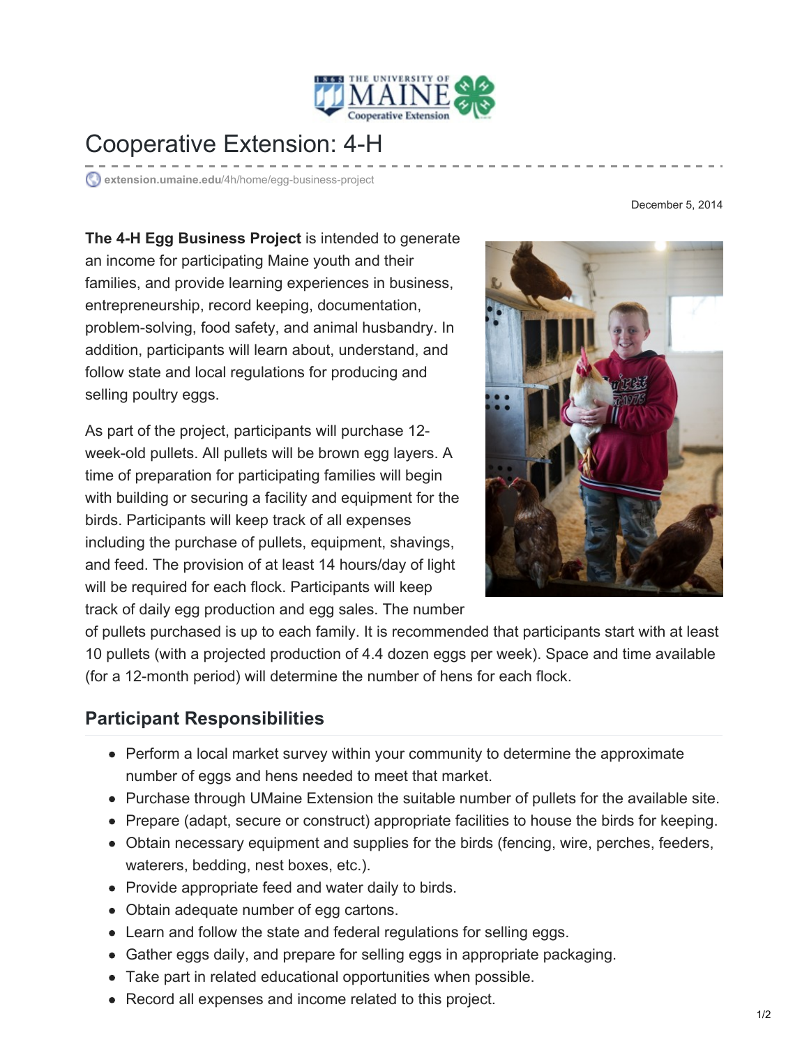# Cooperative Extension: 4-H

extension.umaine.edu/4h/home/egg-business-project

December 5, 2014

**The 4-H Egg Business Project** is intended to generate an income for participating Maine youth and their families, and provide learning experiences in business, entrepreneurship, record keeping, documentation, problem-solving, food safety, and animal husbandry. In addition, participants will learn about, understand, and follow state and local regulations for producing and selling poultry eggs.

As part of the project, participants will purchase 12-week-old pullets. All pullets will be brown egg layers. A time of preparation for participating families will begin with building or securing a facility and equipment for the birds. Participants will keep track of all expenses including the purchase of pullets, equipment, shavings, and feed. The provision of at least 14 hours/day of light will be required for each flock. Participants will keep track of daily egg production and egg sales. The number of pullets purchased is up to each family. It is recommended that participants start with at least 10 pullets (with a projected production of 4.4 dozen eggs per week). Space and time available (for a 12-month period) will determine the number of hens for each flock.

## Participant Responsibilities

- Perform a local market survey within your community to determine the approximate number of eggs and hens needed to meet that market.
- Purchase through UMaine Extension the suitable number of pullets for the available site.
- Prepare (adapt, secure or construct) appropriate facilities to house the birds for keeping.
- Obtain necessary equipment and supplies for the birds (fencing, wire, perches, feeders, waterers, bedding, nest boxes, etc.).
- Provide appropriate feed and water daily to birds.
- Obtain adequate number of egg cartons.
- Learn and follow the state and federal regulations for selling eggs.
- Gather eggs daily, and prepare for selling eggs in appropriate packaging.
- Take part in related educational opportunities when possible.
- Record all expenses and income related to this project.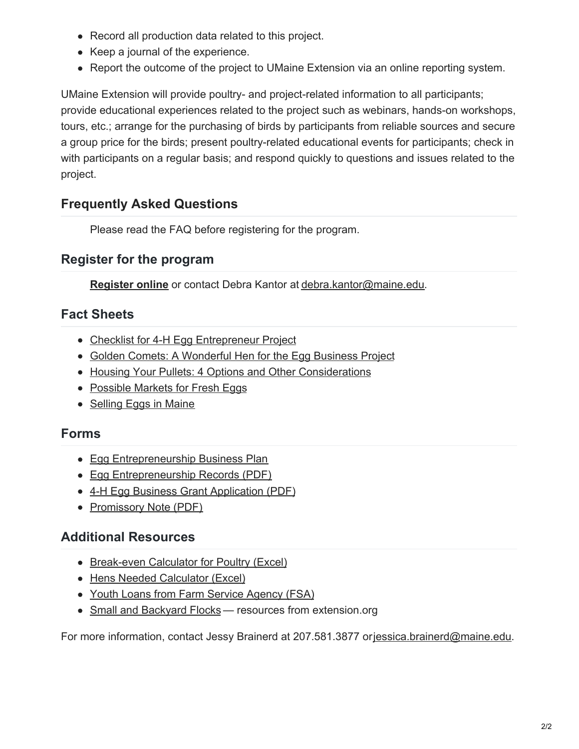- Record all production data related to this project.
- Keep a journal of the experience.
- Report the outcome of the project to UMaine Extension via an online reporting system.

UMaine Extension will provide poultry- and project-related information to all participants; provide educational experiences related to the project such as webinars, hands-on workshops, tours, etc.; arrange for the purchasing of birds by participants from reliable sources and secure a group price for the birds; present poultry-related educational events for participants; check in with participants on a regular basis; and respond quickly to questions and issues related to the project.

## Frequently Asked Questions

Please read the FAQ before registering for the program.

## Register for the program

**Register online** or contact Debra Kantor at debra.kantor@maine.edu.

## Fact Sheets

- Checklist for 4-H Egg Entrepreneur Project
- Golden Comets: A Wonderful Hen for the Egg Business Project
- Housing Your Pullets: 4 Options and Other Considerations
- Possible Markets for Fresh Eggs
- Selling Eggs in Maine

## Forms

- Egg Entrepreneurship Business Plan
- Egg Entrepreneurship Records (PDF)
- 4-H Egg Business Grant Application (PDF)
- Promissory Note (PDF)

## Additional Resources

- Break-even Calculator for Poultry (Excel)
- Hens Needed Calculator (Excel)
- Youth Loans from Farm Service Agency (FSA)
- Small and Backyard Flocks — resources from extension.org

For more information, contact Jessy Brainerd at 207.581.3877 or jessica.brainerd@maine.edu.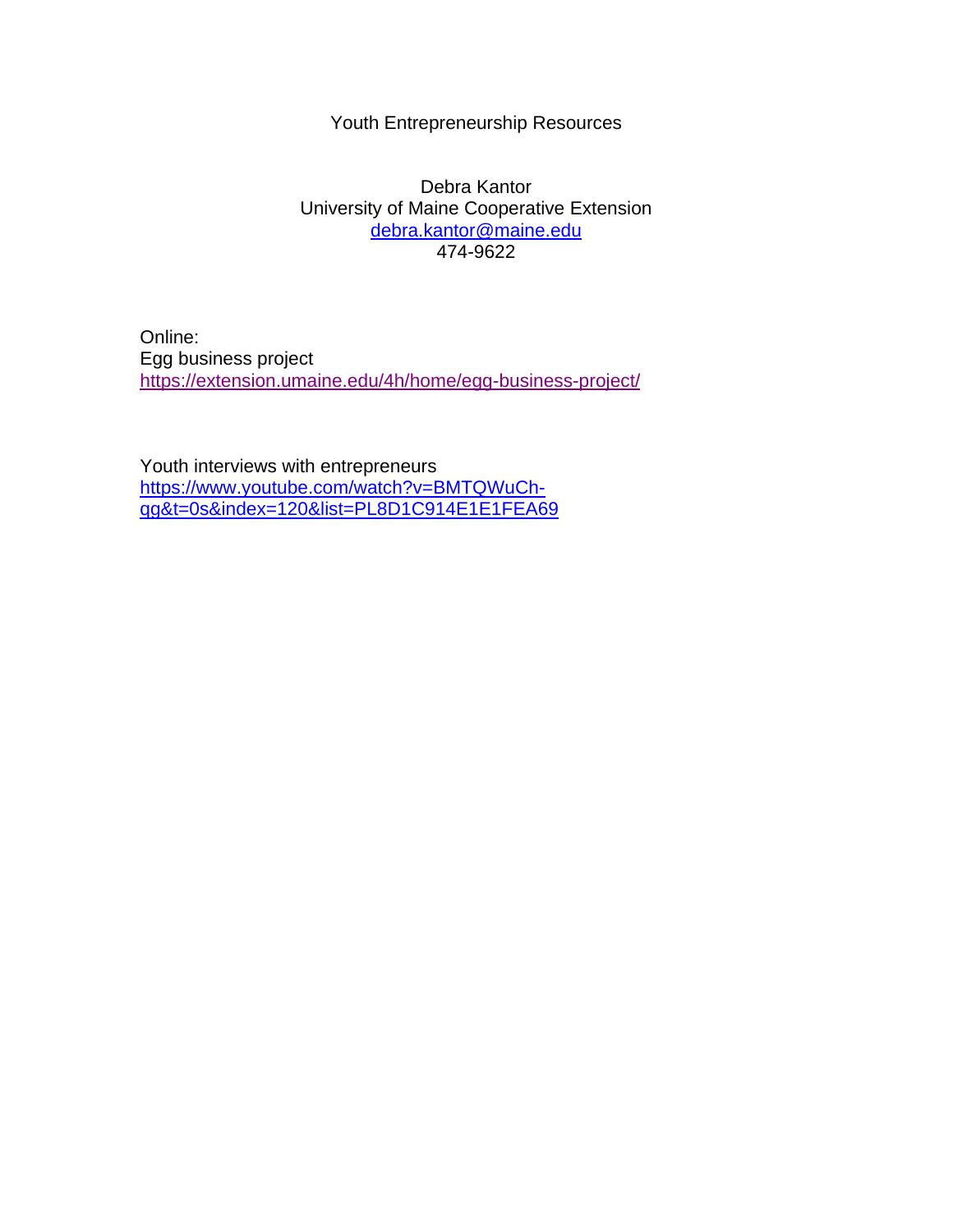Youth Entrepreneurship Resources

Debra Kantor
University of Maine Cooperative Extension
debra.kantor@maine.edu
474-9622

Online:
Egg business project
https://extension.umaine.edu/4h/home/egg-business-project/

Youth interviews with entrepreneurs
https://www.youtube.com/watch?v=BMTQWuCh-qg&t=0s&index=120&list=PL8D1C914E1E1FEA69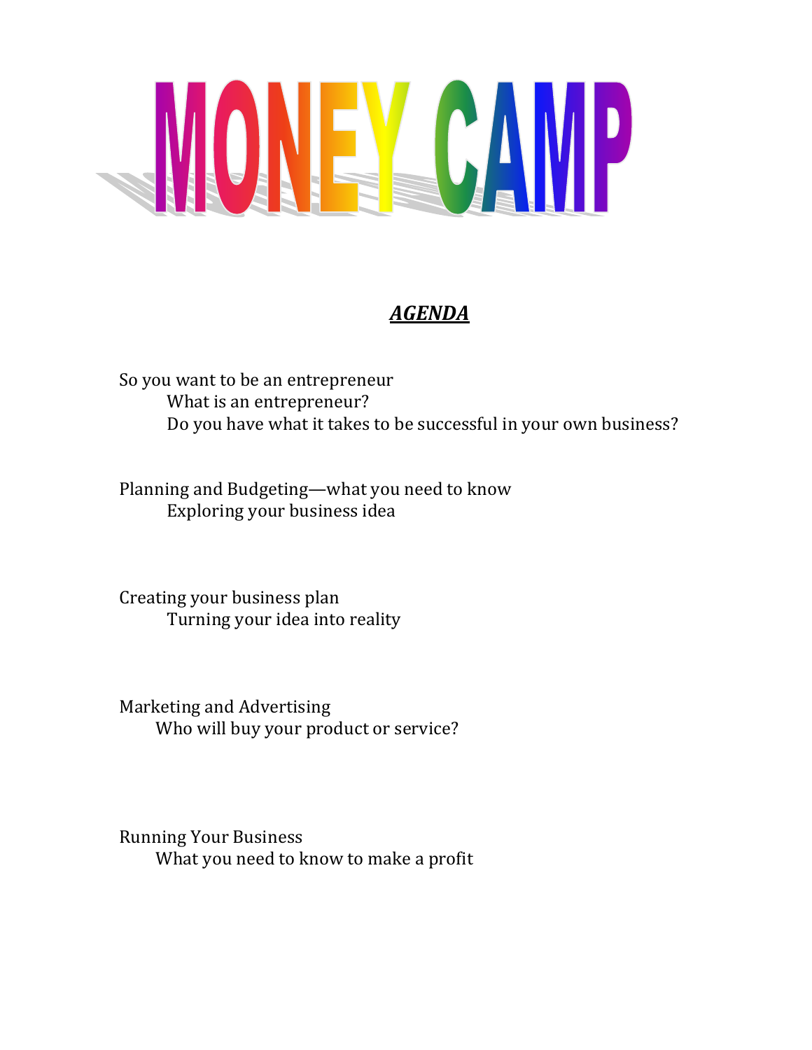# MONEY CAMP

## ***AGENDA***

So you want to be an entrepreneur

- What is an entrepreneur?
- Do you have what it takes to be successful in your own business?

Planning and Budgeting—what you need to know

- Exploring your business idea

Creating your business plan

- Turning your idea into reality

Marketing and Advertising

- Who will buy your product or service?

Running Your Business

- What you need to know to make a profit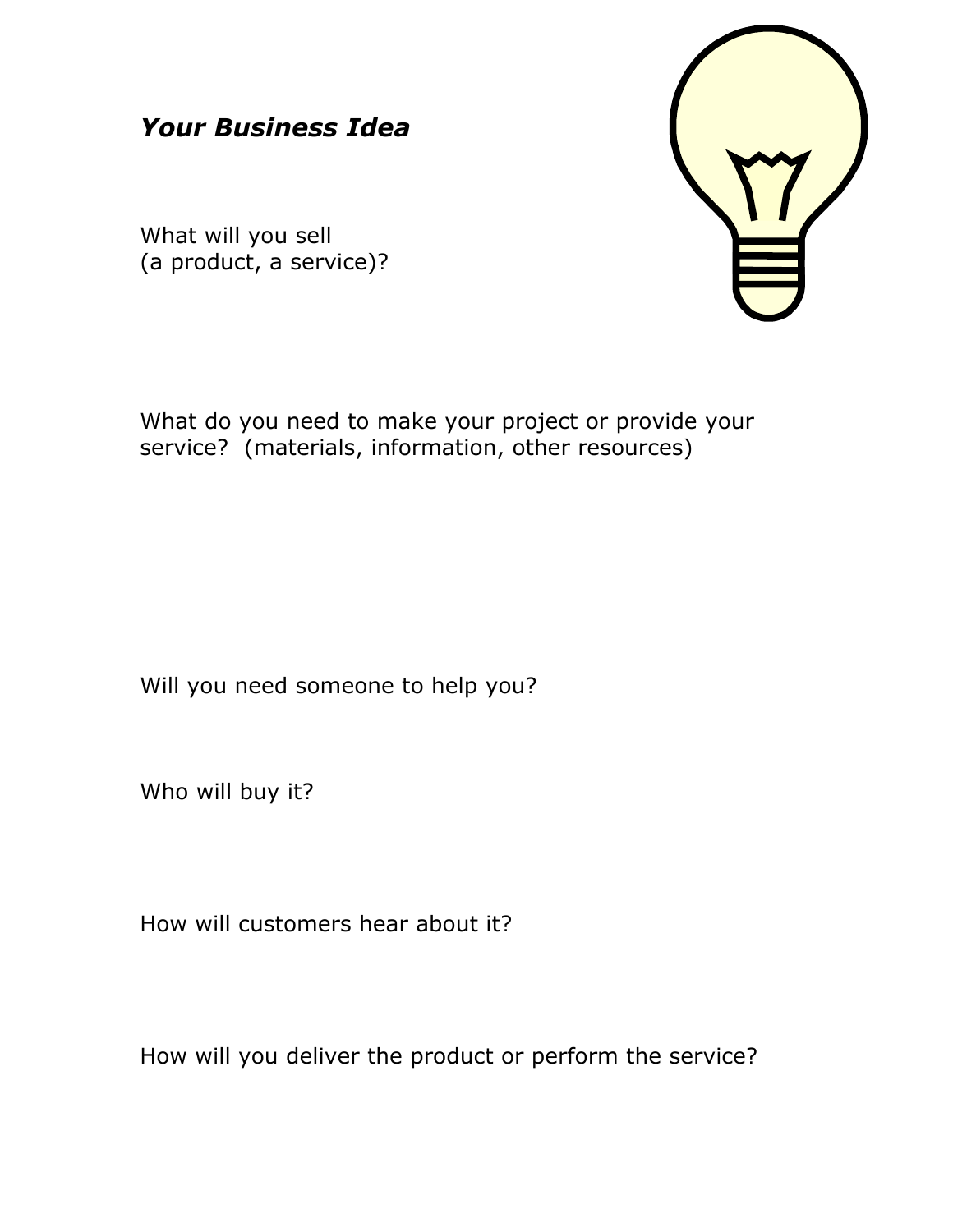***Your Business Idea***

What will you sell
(a product, a service)?

What do you need to make your project or provide your service? (materials, information, other resources)

Will you need someone to help you?

Who will buy it?

How will customers hear about it?

How will you deliver the product or perform the service?